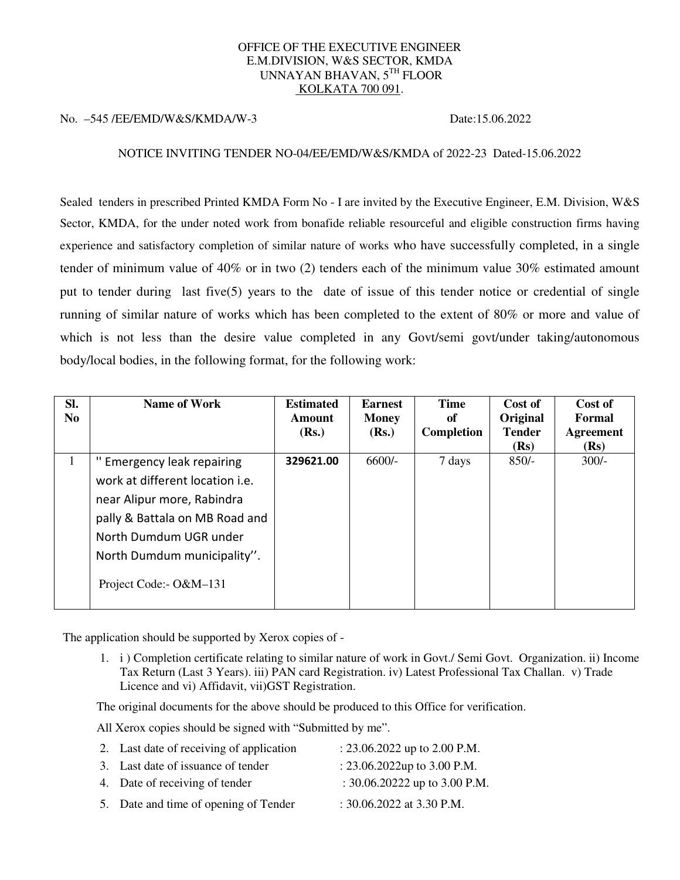OFFICE OF THE EXECUTIVE ENGINEER
E.M.DIVISION, W&S SECTOR, KMDA
UNNAYAN BHAVAN, 5TH FLOOR
KOLKATA 700 091.

No. –545 /EE/EMD/W&S/KMDA/W-3 Date:15.06.2022

NOTICE INVITING TENDER NO-04/EE/EMD/W&S/KMDA of 2022-23 Dated-15.06.2022

Sealed tenders in prescribed Printed KMDA Form No - I are invited by the Executive Engineer, E.M. Division, W&S Sector, KMDA, for the under noted work from bonafide reliable resourceful and eligible construction firms having experience and satisfactory completion of similar nature of works who have successfully completed, in a single tender of minimum value of 40% or in two (2) tenders each of the minimum value 30% estimated amount put to tender during last five(5) years to the date of issue of this tender notice or credential of single running of similar nature of works which has been completed to the extent of 80% or more and value of which is not less than the desire value completed in any Govt/semi govt/under taking/autonomous body/local bodies, in the following format, for the following work:

| Sl. No | Name of Work | Estimated Amount (Rs.) | Earnest Money (Rs.) | Time of Completion | Cost of Original Tender (Rs) | Cost of Formal Agreement (Rs) |
|---|---|---|---|---|---|---|
| 1 | " Emergency leak repairing work at different location i.e. near Alipur more, Rabindra pally & Battala on MB Road and North Dumdum UGR under North Dumdum municipality''. Project Code:- O&M–131 | **329621.00** | 6600/- | 7 days | 850/- | 300/- |

The application should be supported by Xerox copies of -

1. i ) Completion certificate relating to similar nature of work in Govt./ Semi Govt. Organization. ii) Income Tax Return (Last 3 Years). iii) PAN card Registration. iv) Latest Professional Tax Challan. v) Trade Licence and vi) Affidavit, vii)GST Registration.

   The original documents for the above should be produced to this Office for verification.

   All Xerox copies should be signed with "Submitted by me".

2. Last date of receiving of application : 23.06.2022 up to 2.00 P.M.
3. Last date of issuance of tender : 23.06.2022up to 3.00 P.M.
4. Date of receiving of tender : 30.06.20222 up to 3.00 P.M.
5. Date and time of opening of Tender : 30.06.2022 at 3.30 P.M.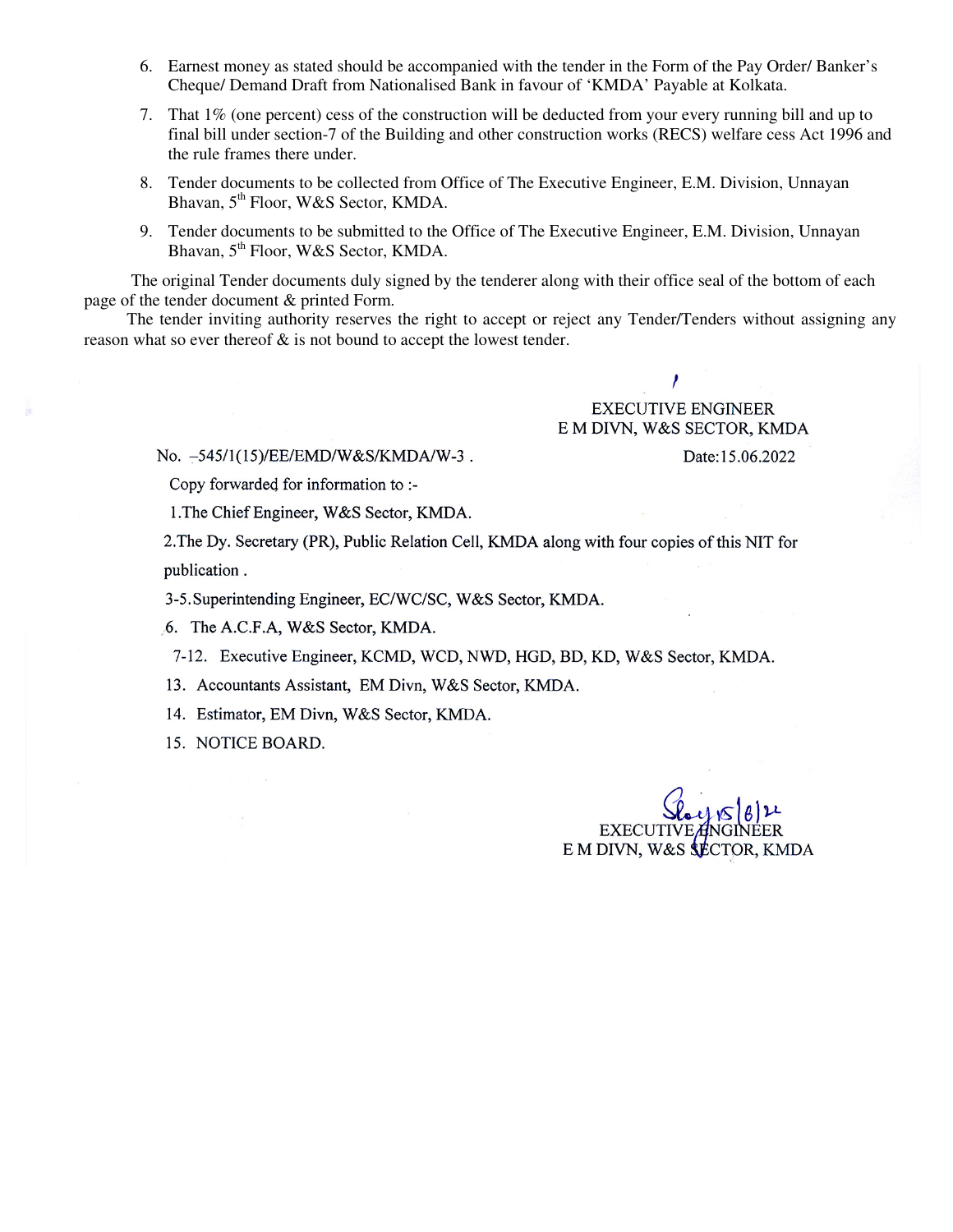6. Earnest money as stated should be accompanied with the tender in the Form of the Pay Order/ Banker's Cheque/ Demand Draft from Nationalised Bank in favour of 'KMDA' Payable at Kolkata.

7. That 1% (one percent) cess of the construction will be deducted from your every running bill and up to final bill under section-7 of the Building and other construction works (RECS) welfare cess Act 1996 and the rule frames there under.

8. Tender documents to be collected from Office of The Executive Engineer, E.M. Division, Unnayan Bhavan, 5th Floor, W&S Sector, KMDA.

9. Tender documents to be submitted to the Office of The Executive Engineer, E.M. Division, Unnayan Bhavan, 5th Floor, W&S Sector, KMDA.

The original Tender documents duly signed by the tenderer along with their office seal of the bottom of each page of the tender document & printed Form.

The tender inviting authority reserves the right to accept or reject any Tender/Tenders without assigning any reason what so ever thereof & is not bound to accept the lowest tender.

EXECUTIVE ENGINEER
E M DIVN, W&S SECTOR, KMDA

No. –545/1(15)/EE/EMD/W&S/KMDA/W-3 .    Date:15.06.2022

Copy forwarded for information to :-

1.The Chief Engineer, W&S Sector, KMDA.

2.The Dy. Secretary (PR), Public Relation Cell, KMDA along with four copies of this NIT for publication .

3-5.Superintending Engineer, EC/WC/SC, W&S Sector, KMDA.

6. The A.C.F.A, W&S Sector, KMDA.

7-12. Executive Engineer, KCMD, WCD, NWD, HGD, BD, KD, W&S Sector, KMDA.

13. Accountants Assistant, EM Divn, W&S Sector, KMDA.

14. Estimator, EM Divn, W&S Sector, KMDA.

15. NOTICE BOARD.

15/6/22

EXECUTIVE ENGINEER
E M DIVN, W&S SECTOR, KMDA